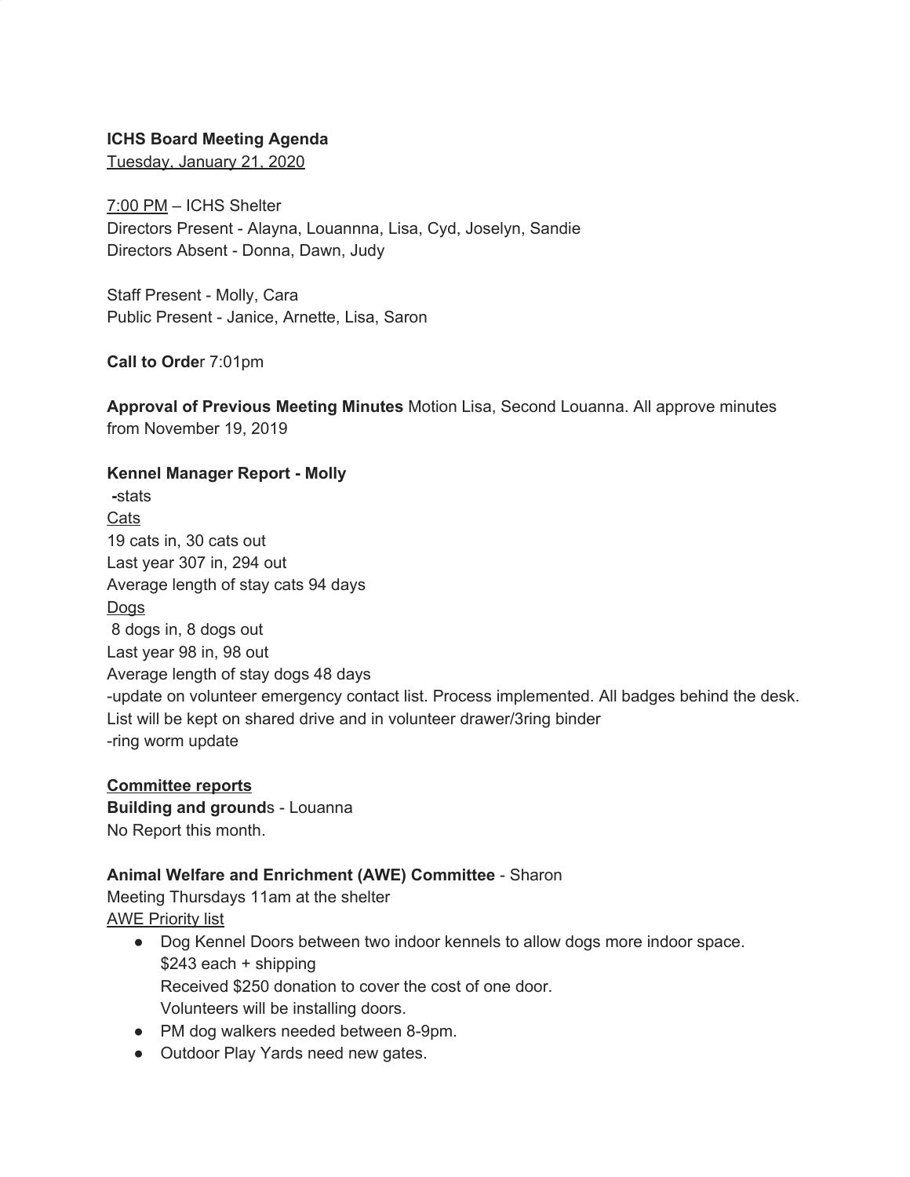**ICHS Board Meeting Agenda**
Tuesday, January 21, 2020

7:00 PM – ICHS Shelter
Directors Present - Alayna, Louannna, Lisa, Cyd, Joselyn, Sandie
Directors Absent - Donna, Dawn, Judy

Staff Present - Molly, Cara
Public Present - Janice, Arnette, Lisa, Saron

**Call to Orde**r 7:01pm

**Approval of Previous Meeting Minutes** Motion Lisa, Second Louanna. All approve minutes from November 19, 2019

**Kennel Manager Report - Molly**
**-**stats
Cats
19 cats in, 30 cats out
Last year 307 in, 294 out
Average length of stay cats 94 days
Dogs
8 dogs in, 8 dogs out
Last year 98 in, 98 out
Average length of stay dogs 48 days
-update on volunteer emergency contact list. Process implemented. All badges behind the desk. List will be kept on shared drive and in volunteer drawer/3ring binder
-ring worm update

**Committee reports**
**Building and ground**s - Louanna
No Report this month.

**Animal Welfare and Enrichment (AWE) Committee** - Sharon
Meeting Thursdays 11am at the shelter
AWE Priority list

- Dog Kennel Doors between two indoor kennels to allow dogs more indoor space.
  $243 each + shipping
  Received $250 donation to cover the cost of one door.
  Volunteers will be installing doors.
- PM dog walkers needed between 8-9pm.
- Outdoor Play Yards need new gates.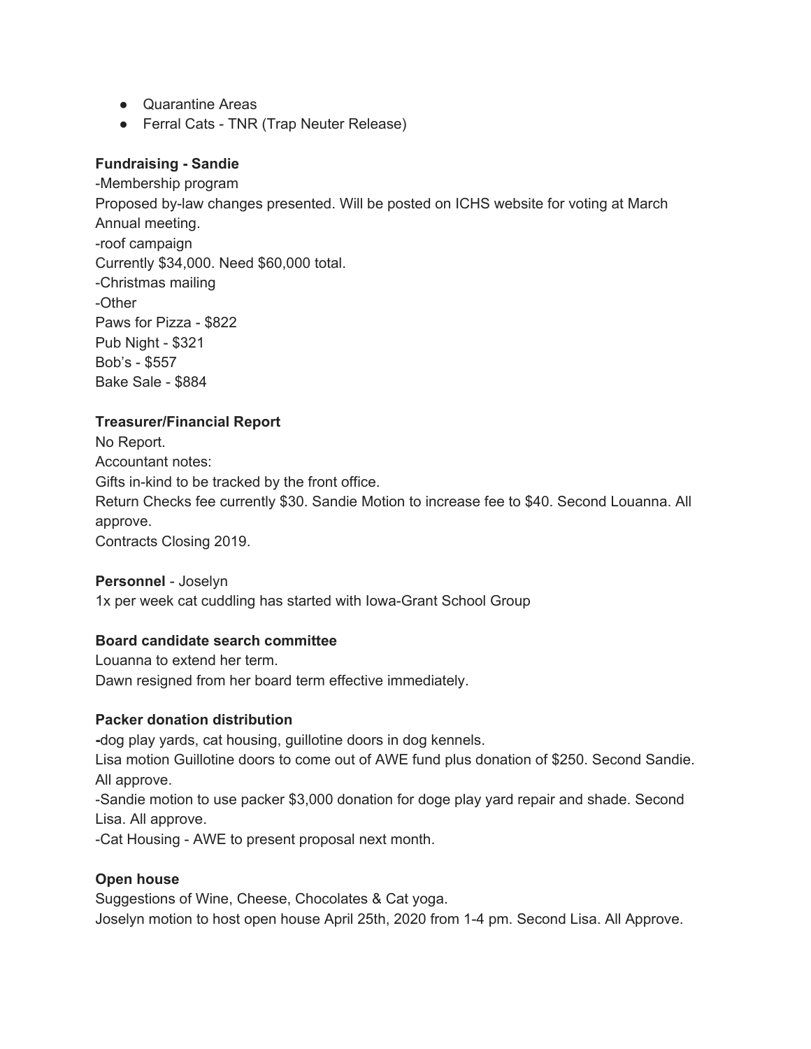- Quarantine Areas
- Ferral Cats - TNR (Trap Neuter Release)

**Fundraising - Sandie**

-Membership program

Proposed by-law changes presented. Will be posted on ICHS website for voting at March Annual meeting.

-roof campaign

Currently $34,000. Need $60,000 total.

-Christmas mailing

-Other

Paws for Pizza - $822

Pub Night - $321

Bob's - $557

Bake Sale - $884

**Treasurer/Financial Report**

No Report.

Accountant notes:

Gifts in-kind to be tracked by the front office.

Return Checks fee currently $30. Sandie Motion to increase fee to $40. Second Louanna. All approve.

Contracts Closing 2019.

**Personnel** - Joselyn

1x per week cat cuddling has started with Iowa-Grant School Group

**Board candidate search committee**

Louanna to extend her term.

Dawn resigned from her board term effective immediately.

**Packer donation distribution**

**-**dog play yards, cat housing, guillotine doors in dog kennels.

Lisa motion Guillotine doors to come out of AWE fund plus donation of $250. Second Sandie. All approve.

-Sandie motion to use packer $3,000 donation for doge play yard repair and shade. Second Lisa. All approve.

-Cat Housing - AWE to present proposal next month.

**Open house**

Suggestions of Wine, Cheese, Chocolates & Cat yoga.

Joselyn motion to host open house April 25th, 2020 from 1-4 pm. Second Lisa. All Approve.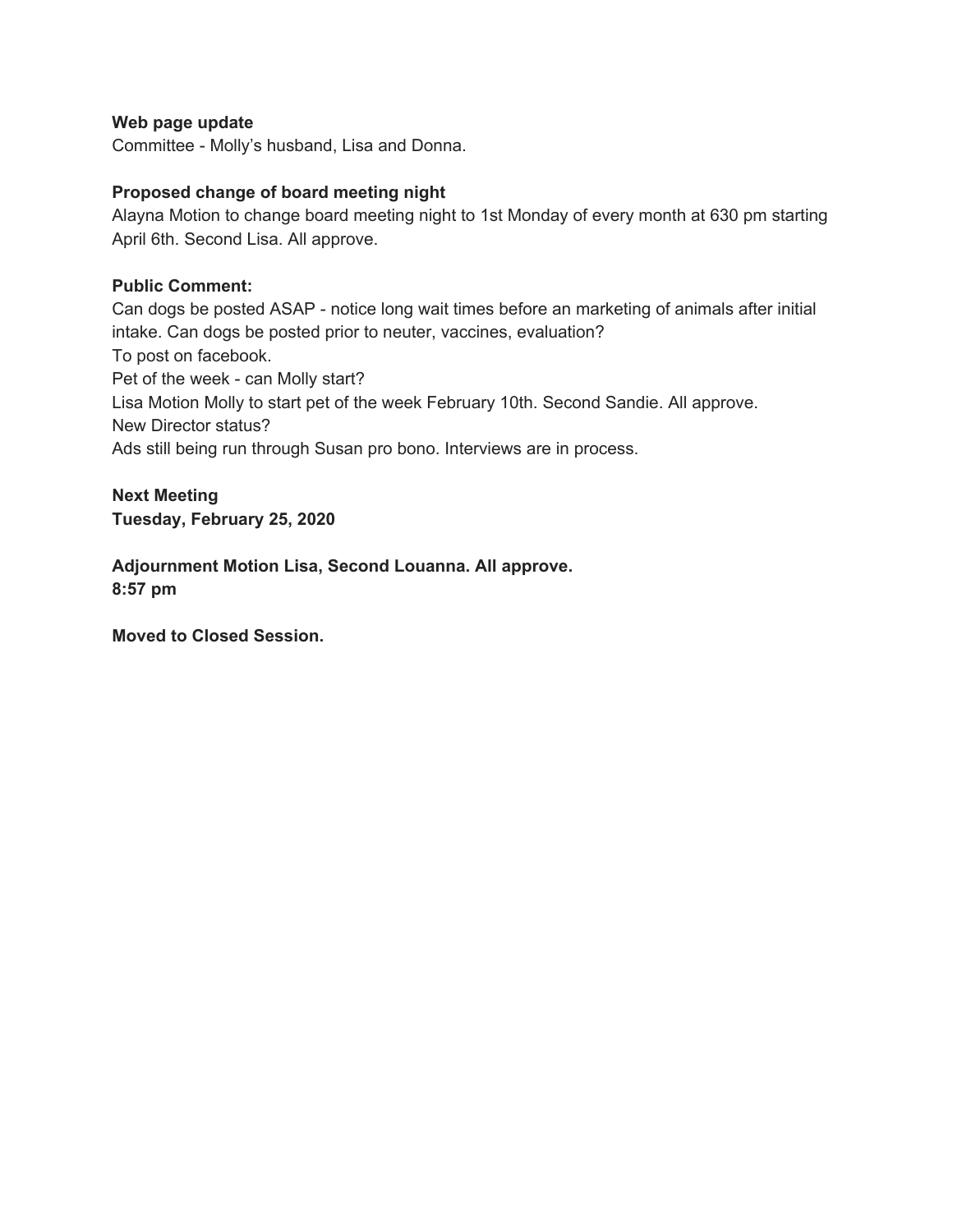**Web page update**
Committee - Molly's husband, Lisa and Donna.

**Proposed change of board meeting night**
Alayna Motion to change board meeting night to 1st Monday of every month at 630 pm starting April 6th. Second Lisa. All approve.

**Public Comment:**
Can dogs be posted ASAP - notice long wait times before an marketing of animals after initial intake. Can dogs be posted prior to neuter, vaccines, evaluation?
To post on facebook.
Pet of the week - can Molly start?
Lisa Motion Molly to start pet of the week February 10th. Second Sandie. All approve.
New Director status?
Ads still being run through Susan pro bono. Interviews are in process.

**Next Meeting**
**Tuesday, February 25, 2020**

**Adjournment Motion Lisa, Second Louanna. All approve.**
**8:57 pm**

**Moved to Closed Session.**